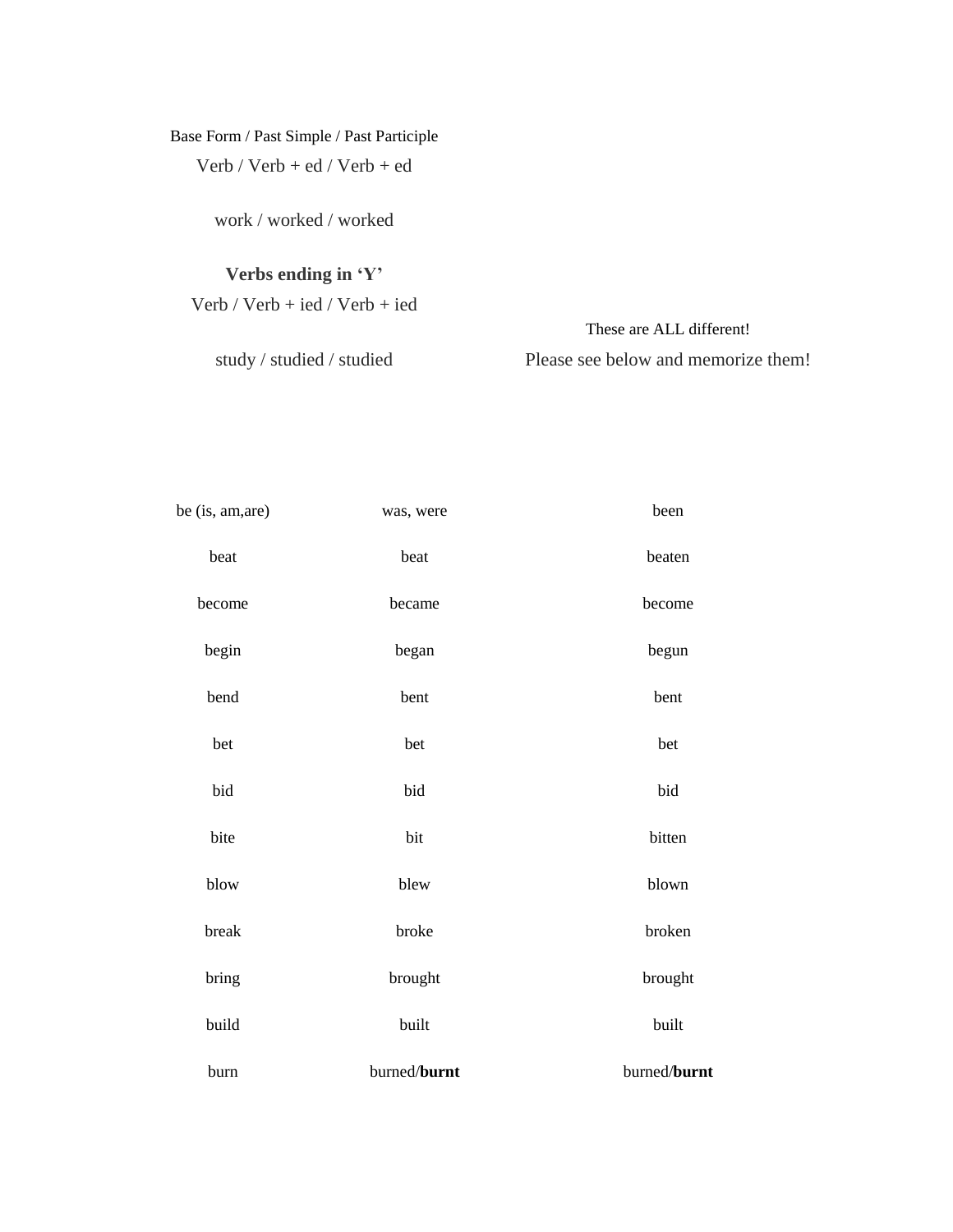Base Form / Past Simple / Past Participle

Verb / Verb + ed / Verb + ed

work / worked / worked

**Verbs ending in 'Y'**

Verb / Verb + ied / Verb + ied

study / studied / studied

These are ALL different!

Please see below and memorize them!

| | | |
|---|---|---|
| be (is, am,are) | was, were | been |
| beat | beat | beaten |
| become | became | become |
| begin | began | begun |
| bend | bent | bent |
| bet | bet | bet |
| bid | bid | bid |
| bite | bit | bitten |
| blow | blew | blown |
| break | broke | broken |
| bring | brought | brought |
| build | built | built |
| burn | burned/**burnt** | burned/**burnt** |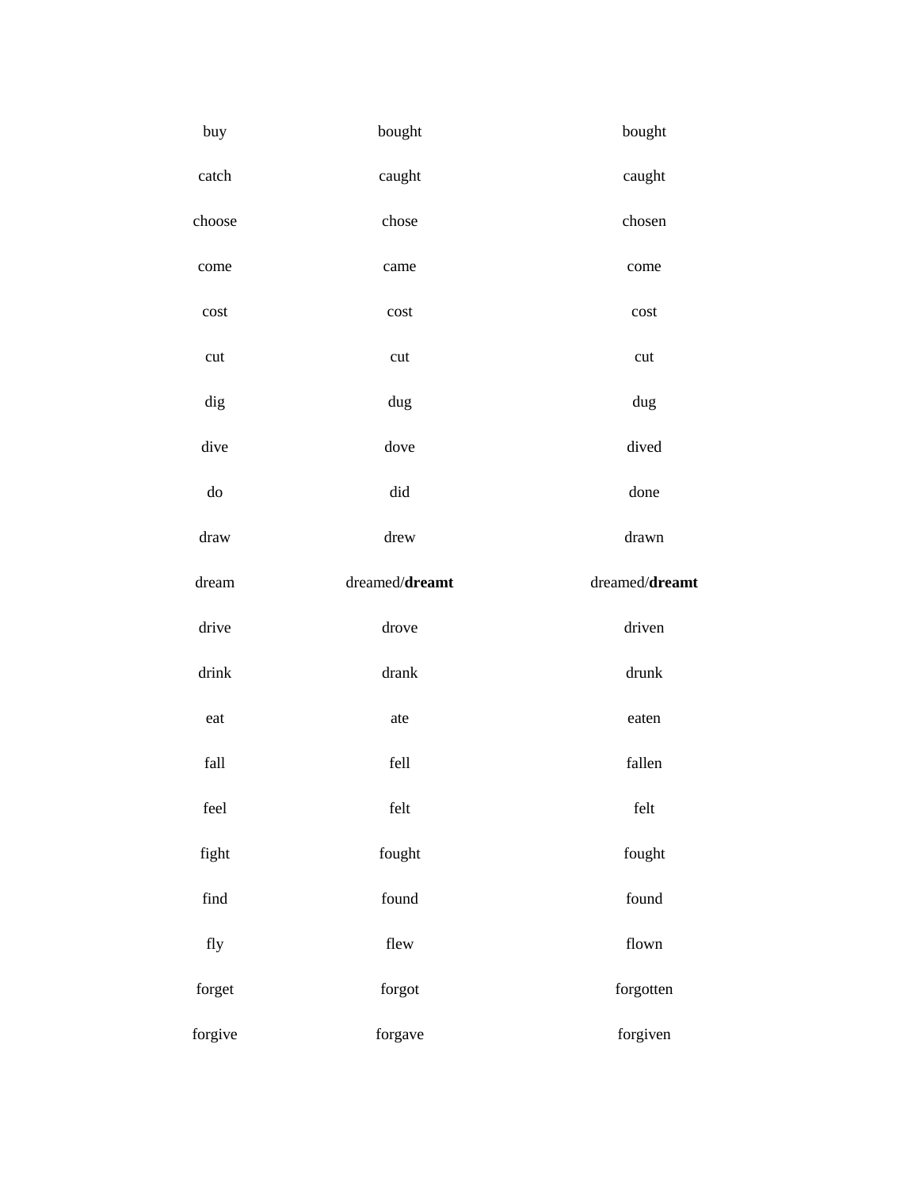| | | |
|---|---|---|
| buy | bought | bought |
| catch | caught | caught |
| choose | chose | chosen |
| come | came | come |
| cost | cost | cost |
| cut | cut | cut |
| dig | dug | dug |
| dive | dove | dived |
| do | did | done |
| draw | drew | drawn |
| dream | dreamed/**dreamt** | dreamed/**dreamt** |
| drive | drove | driven |
| drink | drank | drunk |
| eat | ate | eaten |
| fall | fell | fallen |
| feel | felt | felt |
| fight | fought | fought |
| find | found | found |
| fly | flew | flown |
| forget | forgot | forgotten |
| forgive | forgave | forgiven |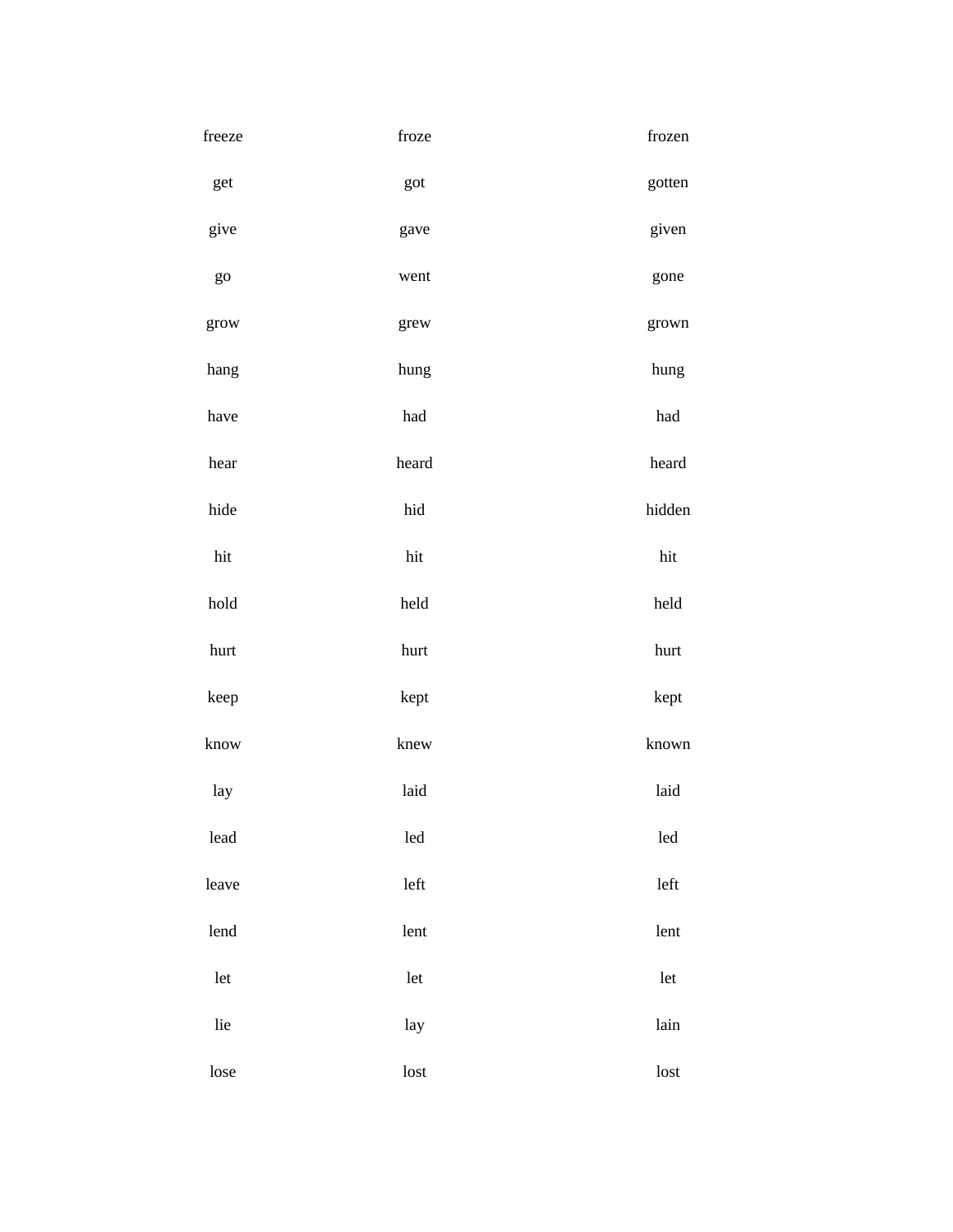| | | |
|---|---|---|
| freeze | froze | frozen |
| get | got | gotten |
| give | gave | given |
| go | went | gone |
| grow | grew | grown |
| hang | hung | hung |
| have | had | had |
| hear | heard | heard |
| hide | hid | hidden |
| hit | hit | hit |
| hold | held | held |
| hurt | hurt | hurt |
| keep | kept | kept |
| know | knew | known |
| lay | laid | laid |
| lead | led | led |
| leave | left | left |
| lend | lent | lent |
| let | let | let |
| lie | lay | lain |
| lose | lost | lost |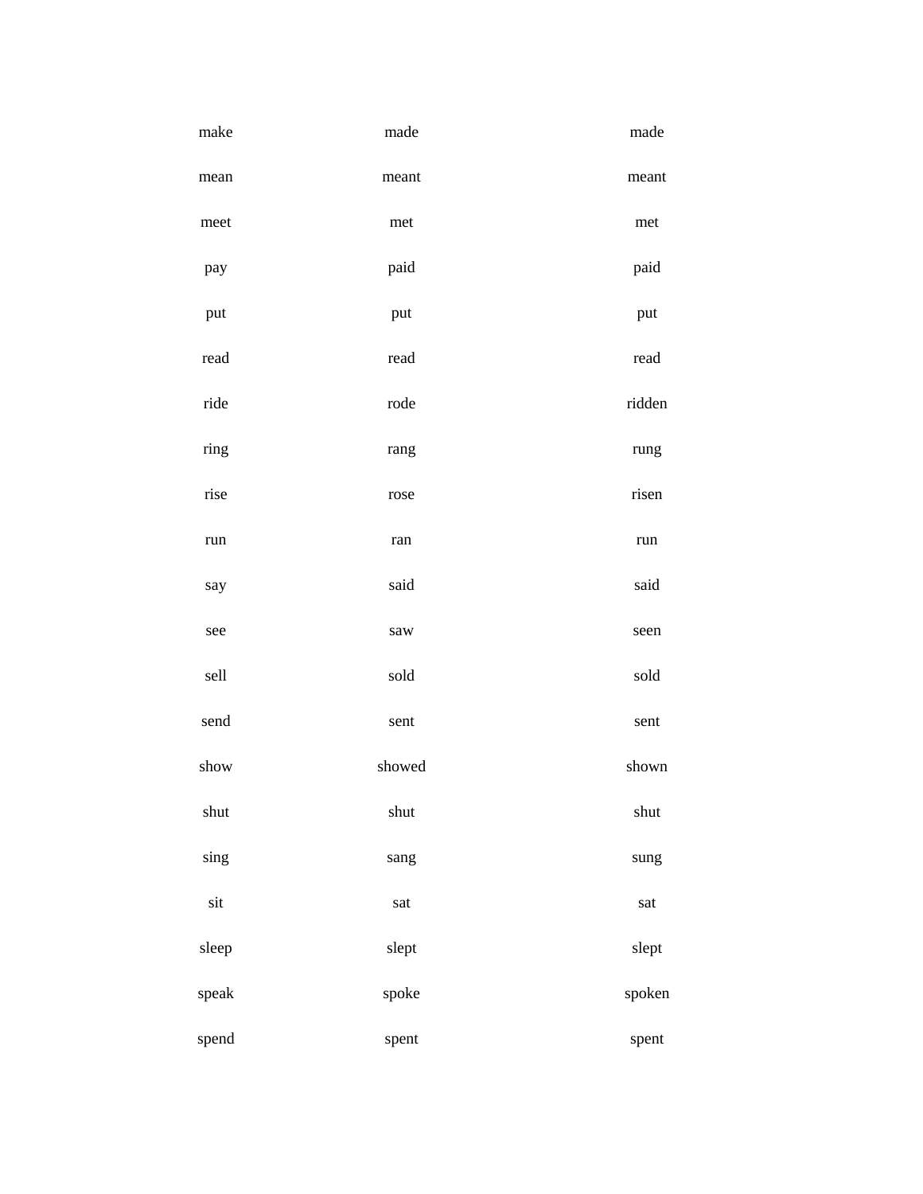| | | |
|---|---|---|
| make | made | made |
| mean | meant | meant |
| meet | met | met |
| pay | paid | paid |
| put | put | put |
| read | read | read |
| ride | rode | ridden |
| ring | rang | rung |
| rise | rose | risen |
| run | ran | run |
| say | said | said |
| see | saw | seen |
| sell | sold | sold |
| send | sent | sent |
| show | showed | shown |
| shut | shut | shut |
| sing | sang | sung |
| sit | sat | sat |
| sleep | slept | slept |
| speak | spoke | spoken |
| spend | spent | spent |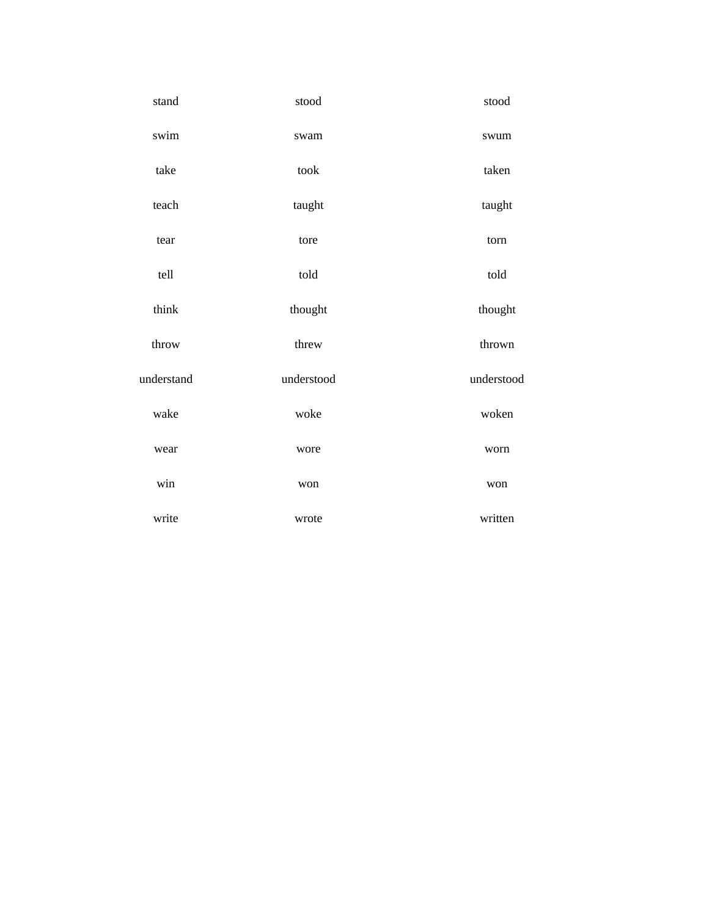| | | |
|---|---|---|
| stand | stood | stood |
| swim | swam | swum |
| take | took | taken |
| teach | taught | taught |
| tear | tore | torn |
| tell | told | told |
| think | thought | thought |
| throw | threw | thrown |
| understand | understood | understood |
| wake | woke | woken |
| wear | wore | worn |
| win | won | won |
| write | wrote | written |